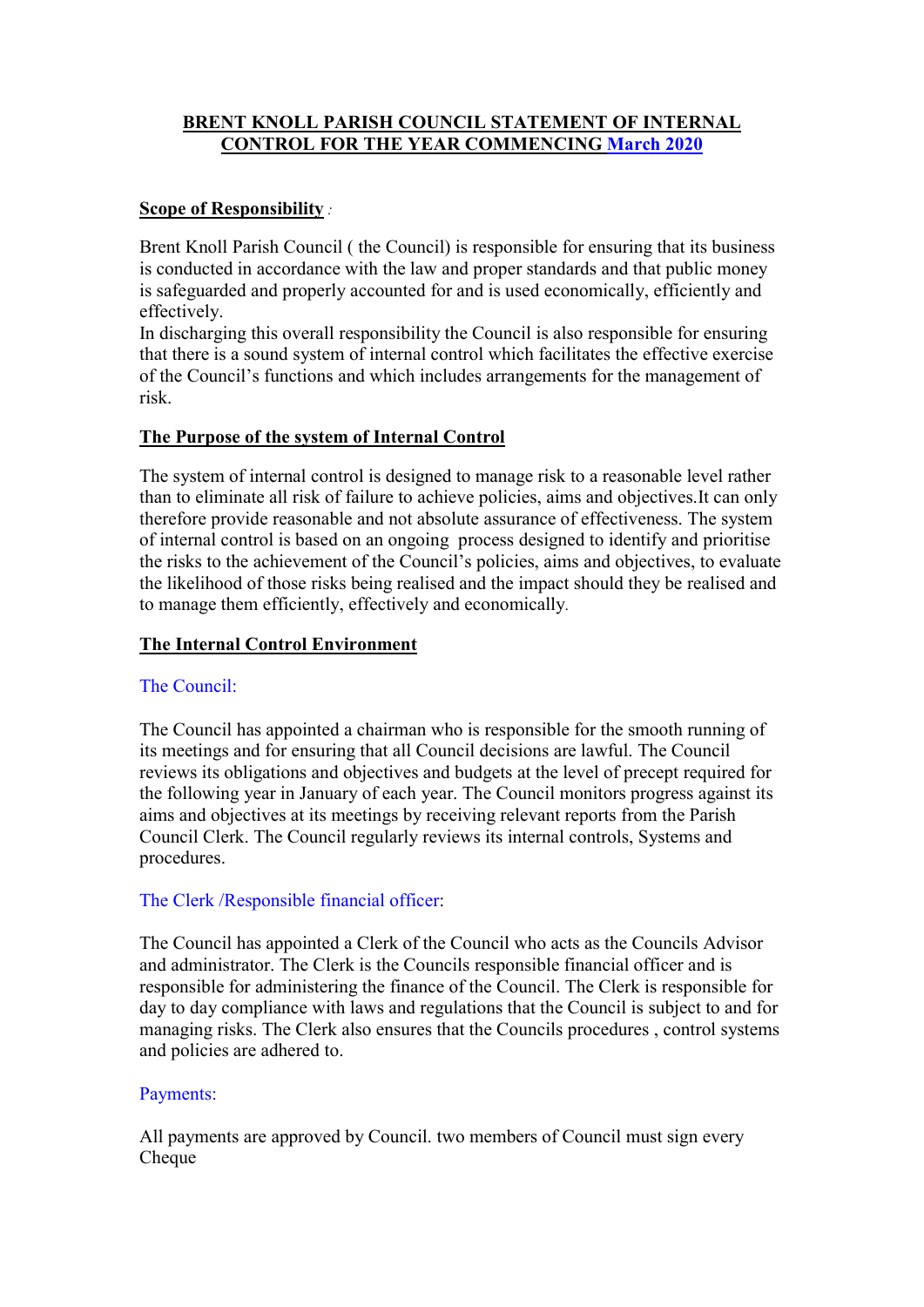# BRENT KNOLL PARISH COUNCIL STATEMENT OF INTERNAL CONTROL FOR THE YEAR COMMENCING March 2020

## Scope of Responsibility :

Brent Knoll Parish Council ( the Council) is responsible for ensuring that its business is conducted in accordance with the law and proper standards and that public money is safeguarded and properly accounted for and is used economically, efficiently and effectively.
In discharging this overall responsibility the Council is also responsible for ensuring that there is a sound system of internal control which facilitates the effective exercise of the Council's functions and which includes arrangements for the management of risk.

## The Purpose of the system of Internal Control

The system of internal control is designed to manage risk to a reasonable level rather than to eliminate all risk of failure to achieve policies, aims and objectives.It can only therefore provide reasonable and not absolute assurance of effectiveness. The system of internal control is based on an ongoing process designed to identify and prioritise the risks to the achievement of the Council's policies, aims and objectives, to evaluate the likelihood of those risks being realised and the impact should they be realised and to manage them efficiently, effectively and economically.

## The Internal Control Environment

### The Council:

The Council has appointed a chairman who is responsible for the smooth running of its meetings and for ensuring that all Council decisions are lawful. The Council reviews its obligations and objectives and budgets at the level of precept required for the following year in January of each year. The Council monitors progress against its aims and objectives at its meetings by receiving relevant reports from the Parish Council Clerk. The Council regularly reviews its internal controls, Systems and procedures.

### The Clerk /Responsible financial officer:

The Council has appointed a Clerk of the Council who acts as the Councils Advisor and administrator. The Clerk is the Councils responsible financial officer and is responsible for administering the finance of the Council. The Clerk is responsible for day to day compliance with laws and regulations that the Council is subject to and for managing risks. The Clerk also ensures that the Councils procedures , control systems and policies are adhered to.

### Payments:

All payments are approved by Council. two members of Council must sign every Cheque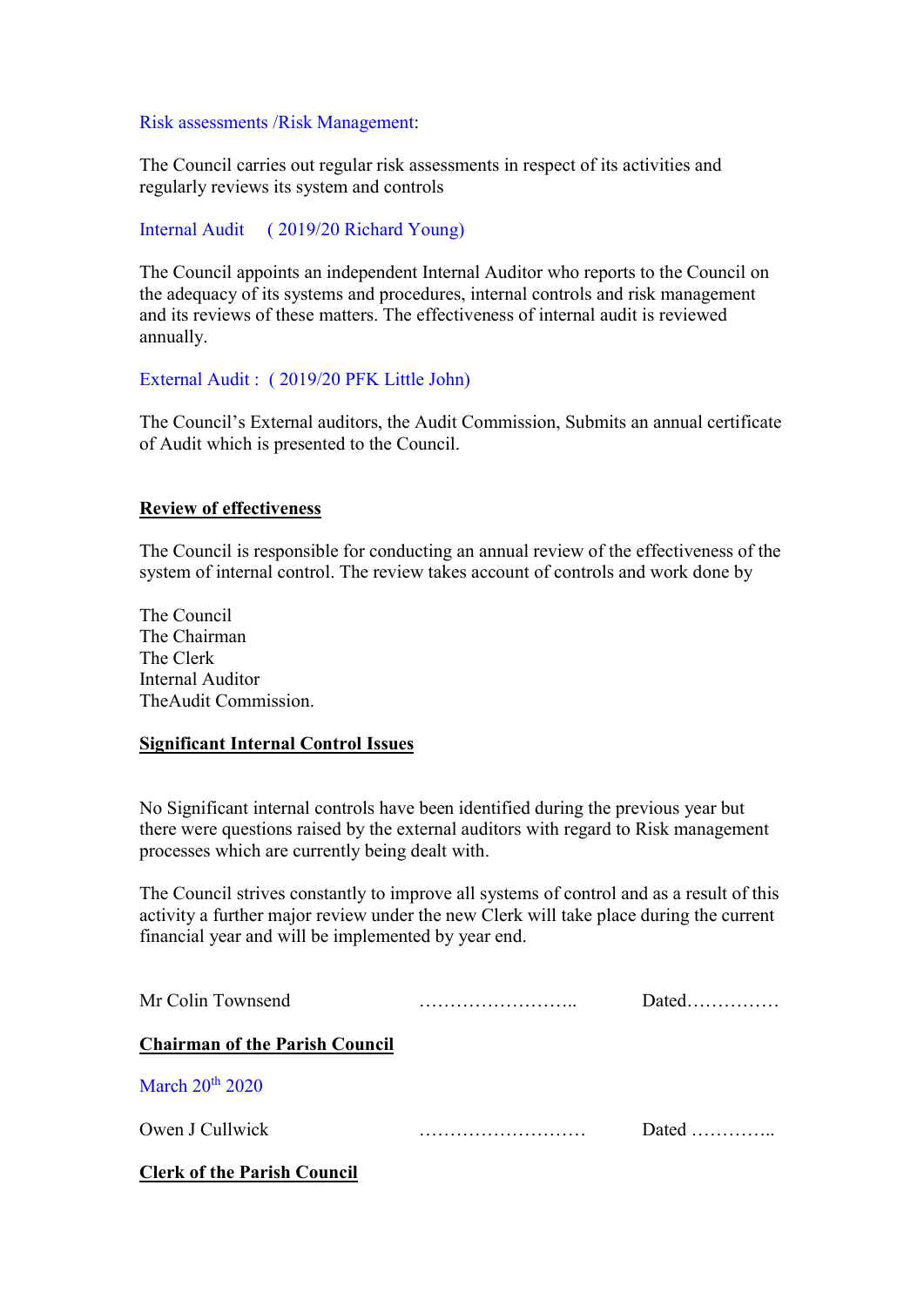Risk assessments /Risk Management:

The Council carries out regular risk assessments in respect of its activities and regularly reviews its system and controls

Internal Audit ( 2019/20 Richard Young)

The Council appoints an independent Internal Auditor who reports to the Council on the adequacy of its systems and procedures, internal controls and risk management and its reviews of these matters. The effectiveness of internal audit is reviewed annually.

External Audit : ( 2019/20 PFK Little John)

The Council's External auditors, the Audit Commission, Submits an annual certificate of Audit which is presented to the Council.

**Review of effectiveness**

The Council is responsible for conducting an annual review of the effectiveness of the system of internal control. The review takes account of controls and work done by

The Council
The Chairman
The Clerk
Internal Auditor
TheAudit Commission.

**Significant Internal Control Issues**

No Significant internal controls have been identified during the previous year but there were questions raised by the external auditors with regard to Risk management processes which are currently being dealt with.

The Council strives constantly to improve all systems of control and as a result of this activity a further major review under the new Clerk will take place during the current financial year and will be implemented by year end.

Mr Colin Townsend …………………….. Dated……………

**Chairman of the Parish Council**

March 20th 2020

Owen J Cullwick ……………………… Dated …………..

**Clerk of the Parish Council**